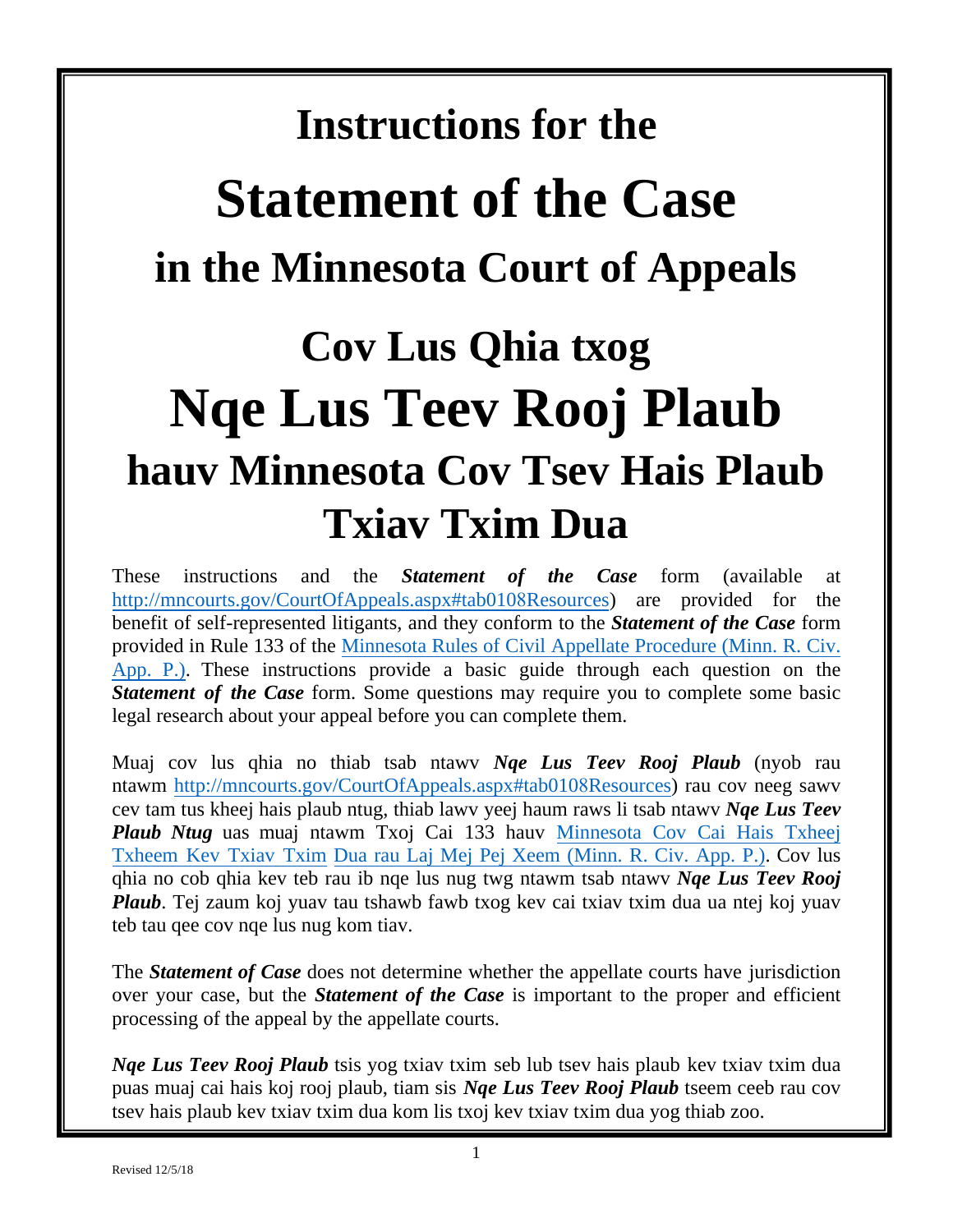# Instructions for the

# Statement of the Case

## in the Minnesota Court of Appeals

# Cov Lus Qhia txog

# Nqe Lus Teev Rooj Plaub

## hauv Minnesota Cov Tsev Hais Plaub Txiav Txim Dua

These instructions and the ***Statement of the Case*** form (available at [http://mncourts.gov/CourtOfAppeals.aspx#tab0108Resources](http://mncourts.gov/CourtOfAppeals.aspx#tab0108Resources)) are provided for the benefit of self-represented litigants, and they conform to the ***Statement of the Case*** form provided in Rule 133 of the [Minnesota Rules of Civil Appellate Procedure (Minn. R. Civ. App. P.)](). These instructions provide a basic guide through each question on the ***Statement of the Case*** form. Some questions may require you to complete some basic legal research about your appeal before you can complete them.

Muaj cov lus qhia no thiab tsab ntawv ***Nqe Lus Teev Rooj Plaub*** (nyob rau ntawm [http://mncourts.gov/CourtOfAppeals.aspx#tab0108Resources](http://mncourts.gov/CourtOfAppeals.aspx#tab0108Resources)) rau cov neeg sawv cev tam tus kheej hais plaub ntug, thiab lawv yeej haum raws li tsab ntawv ***Nqe Lus Teev Plaub Ntug*** uas muaj ntawm Txoj Cai 133 hauv [Minnesota Cov Cai Hais Txheej Txheem Kev Txiav Txim Dua rau Laj Mej Pej Xeem (Minn. R. Civ. App. P.)](). Cov lus qhia no cob qhia kev teb rau ib nqe lus nug twg ntawm tsab ntawv ***Nqe Lus Teev Rooj Plaub***. Tej zaum koj yuav tau tshawb fawb txog kev cai txiav txim dua ua ntej koj yuav teb tau qee cov nqe lus nug kom tiav.

The ***Statement of Case*** does not determine whether the appellate courts have jurisdiction over your case, but the ***Statement of the Case*** is important to the proper and efficient processing of the appeal by the appellate courts.

***Nqe Lus Teev Rooj Plaub*** tsis yog txiav txim seb lub tsev hais plaub kev txiav txim dua puas muaj cai hais koj rooj plaub, tiam sis ***Nqe Lus Teev Rooj Plaub*** tseem ceeb rau cov tsev hais plaub kev txiav txim dua kom lis txoj kev txiav txim dua yog thiab zoo.

Revised 12/5/18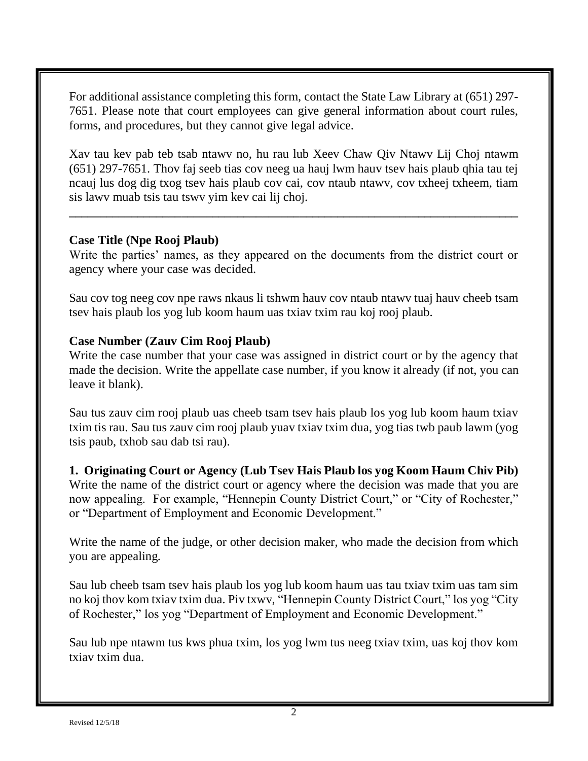For additional assistance completing this form, contact the State Law Library at (651) 297-7651. Please note that court employees can give general information about court rules, forms, and procedures, but they cannot give legal advice.

Xav tau kev pab teb tsab ntawv no, hu rau lub Xeev Chaw Qiv Ntawv Lij Choj ntawm (651) 297-7651. Thov faj seeb tias cov neeg ua hauj lwm hauv tsev hais plaub qhia tau tej ncauj lus dog dig txog tsev hais plaub cov cai, cov ntaub ntawv, cov txheej txheem, tiam sis lawv muab tsis tau tswv yim kev cai lij choj.

---

**Case Title (Npe Rooj Plaub)**
Write the parties' names, as they appeared on the documents from the district court or agency where your case was decided.

Sau cov tog neeg cov npe raws nkaus li tshwm hauv cov ntaub ntawv tuaj hauv cheeb tsam tsev hais plaub los yog lub koom haum uas txiav txim rau koj rooj plaub.

**Case Number (Zauv Cim Rooj Plaub)**
Write the case number that your case was assigned in district court or by the agency that made the decision. Write the appellate case number, if you know it already (if not, you can leave it blank).

Sau tus zauv cim rooj plaub uas cheeb tsam tsev hais plaub los yog lub koom haum txiav txim tis rau. Sau tus zauv cim rooj plaub yuav txiav txim dua, yog tias twb paub lawm (yog tsis paub, txhob sau dab tsi rau).

**1. Originating Court or Agency (Lub Tsev Hais Plaub los yog Koom Haum Chiv Pib)**
Write the name of the district court or agency where the decision was made that you are now appealing. For example, "Hennepin County District Court," or "City of Rochester," or "Department of Employment and Economic Development."

Write the name of the judge, or other decision maker, who made the decision from which you are appealing.

Sau lub cheeb tsam tsev hais plaub los yog lub koom haum uas tau txiav txim uas tam sim no koj thov kom txiav txim dua. Piv txwv, "Hennepin County District Court," los yog "City of Rochester," los yog "Department of Employment and Economic Development."

Sau lub npe ntawm tus kws phua txim, los yog lwm tus neeg txiav txim, uas koj thov kom txiav txim dua.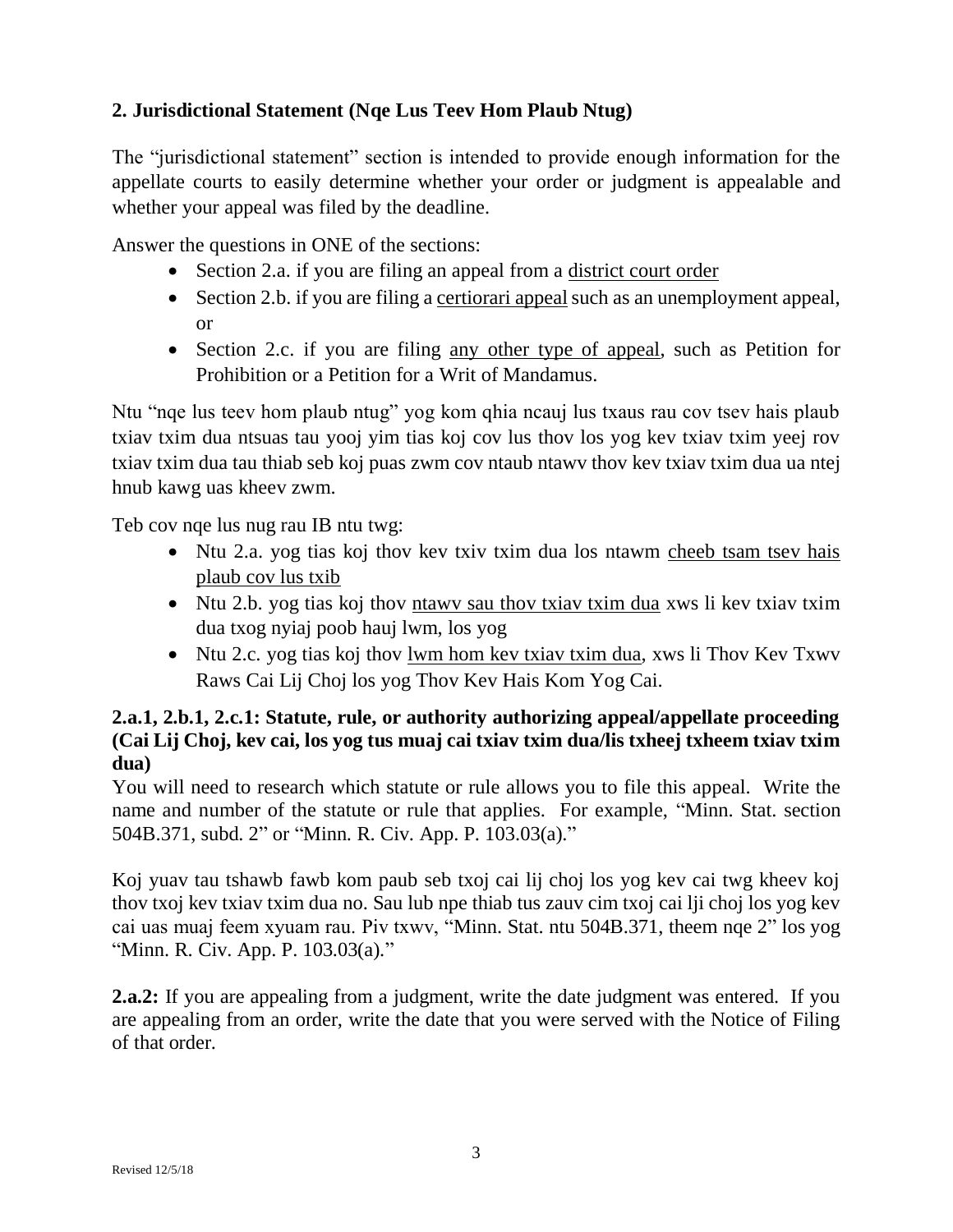## 2. Jurisdictional Statement (Nqe Lus Teev Hom Plaub Ntug)

The "jurisdictional statement" section is intended to provide enough information for the appellate courts to easily determine whether your order or judgment is appealable and whether your appeal was filed by the deadline.

Answer the questions in ONE of the sections:

- Section 2.a. if you are filing an appeal from a district court order
- Section 2.b. if you are filing a certiorari appeal such as an unemployment appeal, or
- Section 2.c. if you are filing any other type of appeal, such as Petition for Prohibition or a Petition for a Writ of Mandamus.

Ntu "nqe lus teev hom plaub ntug" yog kom qhia ncauj lus txaus rau cov tsev hais plaub txiav txim dua ntsuas tau yooj yim tias koj cov lus thov los yog kev txiav txim yeej rov txiav txim dua tau thiab seb koj puas zwm cov ntaub ntawv thov kev txiav txim dua ua ntej hnub kawg uas kheev zwm.

Teb cov nqe lus nug rau IB ntu twg:

- Ntu 2.a. yog tias koj thov kev txiv txim dua los ntawm cheeb tsam tsev hais plaub cov lus txib
- Ntu 2.b. yog tias koj thov ntawv sau thov txiav txim dua xws li kev txiav txim dua txog nyiaj poob hauj lwm, los yog
- Ntu 2.c. yog tias koj thov lwm hom kev txiav txim dua, xws li Thov Kev Txwv Raws Cai Lij Choj los yog Thov Kev Hais Kom Yog Cai.

### 2.a.1, 2.b.1, 2.c.1: Statute, rule, or authority authorizing appeal/appellate proceeding (Cai Lij Choj, kev cai, los yog tus muaj cai txiav txim dua/lis txheej txheem txiav txim dua)

You will need to research which statute or rule allows you to file this appeal. Write the name and number of the statute or rule that applies. For example, "Minn. Stat. section 504B.371, subd. 2" or "Minn. R. Civ. App. P. 103.03(a)."

Koj yuav tau tshawb fawb kom paub seb txoj cai lij choj los yog kev cai twg kheev koj thov txoj kev txiav txim dua no. Sau lub npe thiab tus zauv cim txoj cai lji choj los yog kev cai uas muaj feem xyuam rau. Piv txwv, "Minn. Stat. ntu 504B.371, theem nqe 2" los yog "Minn. R. Civ. App. P. 103.03(a)."

**2.a.2:** If you are appealing from a judgment, write the date judgment was entered. If you are appealing from an order, write the date that you were served with the Notice of Filing of that order.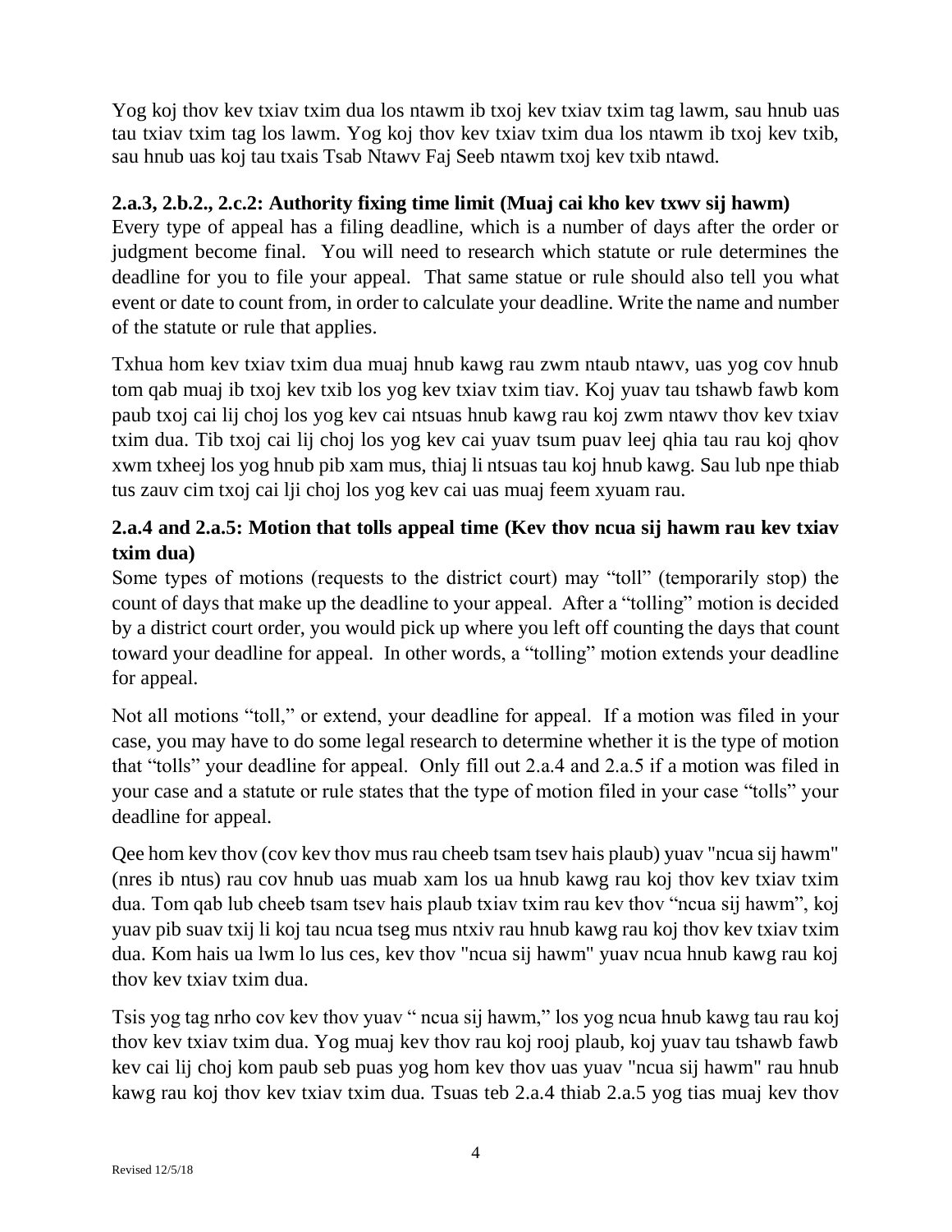Yog koj thov kev txiav txim dua los ntawm ib txoj kev txiav txim tag lawm, sau hnub uas tau txiav txim tag los lawm. Yog koj thov kev txiav txim dua los ntawm ib txoj kev txib, sau hnub uas koj tau txais Tsab Ntawv Faj Seeb ntawm txoj kev txib ntawd.

### 2.a.3, 2.b.2., 2.c.2: Authority fixing time limit (Muaj cai kho kev txwv sij hawm)

Every type of appeal has a filing deadline, which is a number of days after the order or judgment become final. You will need to research which statute or rule determines the deadline for you to file your appeal. That same statue or rule should also tell you what event or date to count from, in order to calculate your deadline. Write the name and number of the statute or rule that applies.

Txhua hom kev txiav txim dua muaj hnub kawg rau zwm ntaub ntawv, uas yog cov hnub tom qab muaj ib txoj kev txib los yog kev txiav txim tiav. Koj yuav tau tshawb fawb kom paub txoj cai lij choj los yog kev cai ntsuas hnub kawg rau koj zwm ntawv thov kev txiav txim dua. Tib txoj cai lij choj los yog kev cai yuav tsum puav leej qhia tau rau koj qhov xwm txheej los yog hnub pib xam mus, thiaj li ntsuas tau koj hnub kawg. Sau lub npe thiab tus zauv cim txoj cai lji choj los yog kev cai uas muaj feem xyuam rau.

### 2.a.4 and 2.a.5: Motion that tolls appeal time (Kev thov ncua sij hawm rau kev txiav txim dua)

Some types of motions (requests to the district court) may "toll" (temporarily stop) the count of days that make up the deadline to your appeal. After a "tolling" motion is decided by a district court order, you would pick up where you left off counting the days that count toward your deadline for appeal. In other words, a "tolling" motion extends your deadline for appeal.

Not all motions "toll," or extend, your deadline for appeal. If a motion was filed in your case, you may have to do some legal research to determine whether it is the type of motion that "tolls" your deadline for appeal. Only fill out 2.a.4 and 2.a.5 if a motion was filed in your case and a statute or rule states that the type of motion filed in your case "tolls" your deadline for appeal.

Qee hom kev thov (cov kev thov mus rau cheeb tsam tsev hais plaub) yuav "ncua sij hawm" (nres ib ntus) rau cov hnub uas muab xam los ua hnub kawg rau koj thov kev txiav txim dua. Tom qab lub cheeb tsam tsev hais plaub txiav txim rau kev thov "ncua sij hawm", koj yuav pib suav txij li koj tau ncua tseg mus ntxiv rau hnub kawg rau koj thov kev txiav txim dua. Kom hais ua lwm lo lus ces, kev thov "ncua sij hawm" yuav ncua hnub kawg rau koj thov kev txiav txim dua.

Tsis yog tag nrho cov kev thov yuav " ncua sij hawm," los yog ncua hnub kawg tau rau koj thov kev txiav txim dua. Yog muaj kev thov rau koj rooj plaub, koj yuav tau tshawb fawb kev cai lij choj kom paub seb puas yog hom kev thov uas yuav "ncua sij hawm" rau hnub kawg rau koj thov kev txiav txim dua. Tsuas teb 2.a.4 thiab 2.a.5 yog tias muaj kev thov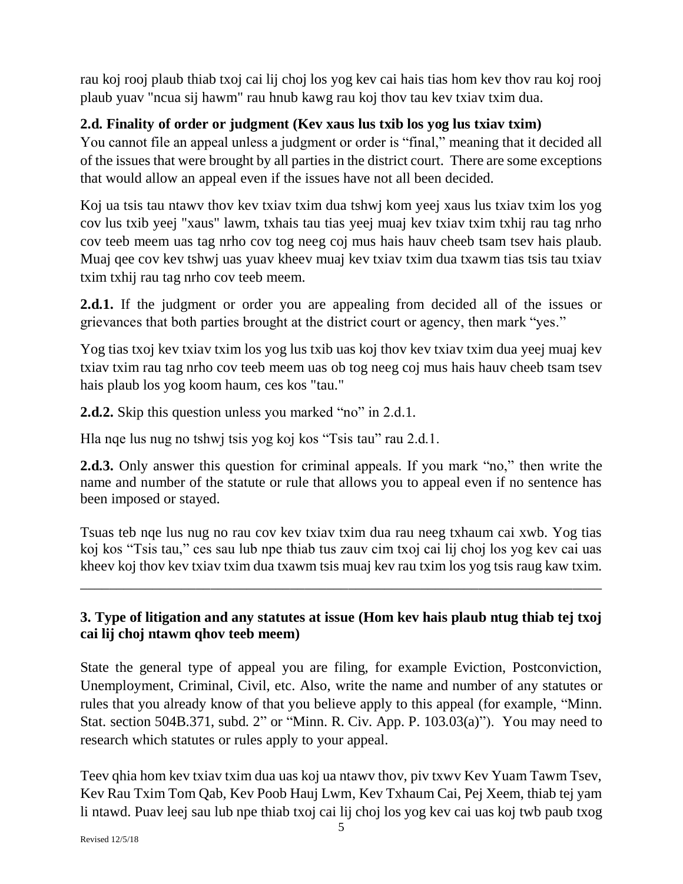rau koj rooj plaub thiab txoj cai lij choj los yog kev cai hais tias hom kev thov rau koj rooj plaub yuav "ncua sij hawm" rau hnub kawg rau koj thov tau kev txiav txim dua.

### 2.d. Finality of order or judgment (Kev xaus lus txib los yog lus txiav txim)

You cannot file an appeal unless a judgment or order is "final," meaning that it decided all of the issues that were brought by all parties in the district court. There are some exceptions that would allow an appeal even if the issues have not all been decided.

Koj ua tsis tau ntawv thov kev txiav txim dua tshwj kom yeej xaus lus txiav txim los yog cov lus txib yeej "xaus" lawm, txhais tau tias yeej muaj kev txiav txim txhij rau tag nrho cov teeb meem uas tag nrho cov tog neeg coj mus hais hauv cheeb tsam tsev hais plaub. Muaj qee cov kev tshwj uas yuav kheev muaj kev txiav txim dua txawm tias tsis tau txiav txim txhij rau tag nrho cov teeb meem.

**2.d.1.** If the judgment or order you are appealing from decided all of the issues or grievances that both parties brought at the district court or agency, then mark "yes."

Yog tias txoj kev txiav txim los yog lus txib uas koj thov kev txiav txim dua yeej muaj kev txiav txim rau tag nrho cov teeb meem uas ob tog neeg coj mus hais hauv cheeb tsam tsev hais plaub los yog koom haum, ces kos "tau."

**2.d.2.** Skip this question unless you marked "no" in 2.d.1.

Hla nqe lus nug no tshwj tsis yog koj kos "Tsis tau" rau 2.d.1.

**2.d.3.** Only answer this question for criminal appeals. If you mark "no," then write the name and number of the statute or rule that allows you to appeal even if no sentence has been imposed or stayed.

Tsuas teb nqe lus nug no rau cov kev txiav txim dua rau neeg txhaum cai xwb. Yog tias koj kos "Tsis tau," ces sau lub npe thiab tus zauv cim txoj cai lij choj los yog kev cai uas kheev koj thov kev txiav txim dua txawm tsis muaj kev rau txim los yog tsis raug kaw txim.

---

### 3. Type of litigation and any statutes at issue (Hom kev hais plaub ntug thiab tej txoj cai lij choj ntawm qhov teeb meem)

State the general type of appeal you are filing, for example Eviction, Postconviction, Unemployment, Criminal, Civil, etc. Also, write the name and number of any statutes or rules that you already know of that you believe apply to this appeal (for example, "Minn. Stat. section 504B.371, subd. 2" or "Minn. R. Civ. App. P. 103.03(a)"). You may need to research which statutes or rules apply to your appeal.

Teev qhia hom kev txiav txim dua uas koj ua ntawv thov, piv txwv Kev Yuam Tawm Tsev, Kev Rau Txim Tom Qab, Kev Poob Hauj Lwm, Kev Txhaum Cai, Pej Xeem, thiab tej yam li ntawd. Puav leej sau lub npe thiab txoj cai lij choj los yog kev cai uas koj twb paub txog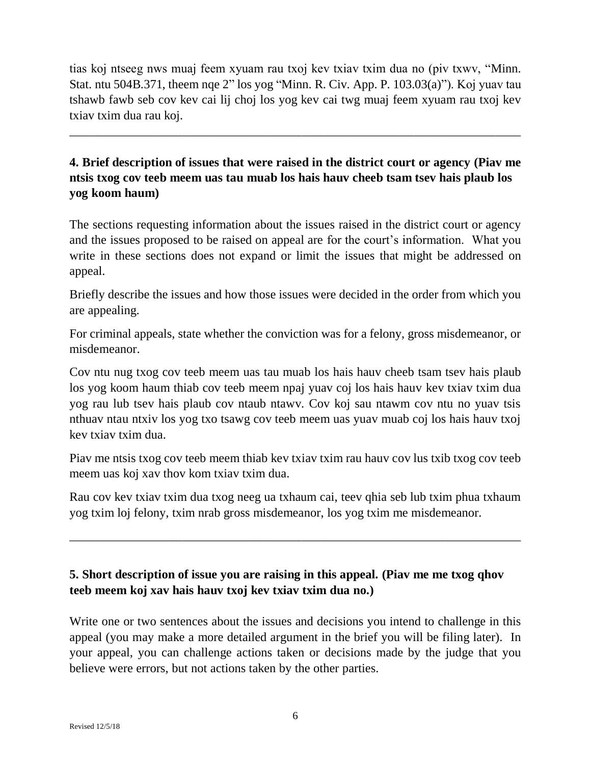tias koj ntseeg nws muaj feem xyuam rau txoj kev txiav txim dua no (piv txwv, "Minn. Stat. ntu 504B.371, theem nqe 2" los yog "Minn. R. Civ. App. P. 103.03(a)"). Koj yuav tau tshawb fawb seb cov kev cai lij choj los yog kev cai twg muaj feem xyuam rau txoj kev txiav txim dua rau koj.

---

**4. Brief description of issues that were raised in the district court or agency (Piav me ntsis txog cov teeb meem uas tau muab los hais hauv cheeb tsam tsev hais plaub los yog koom haum)**

The sections requesting information about the issues raised in the district court or agency and the issues proposed to be raised on appeal are for the court's information. What you write in these sections does not expand or limit the issues that might be addressed on appeal.

Briefly describe the issues and how those issues were decided in the order from which you are appealing.

For criminal appeals, state whether the conviction was for a felony, gross misdemeanor, or misdemeanor.

Cov ntu nug txog cov teeb meem uas tau muab los hais hauv cheeb tsam tsev hais plaub los yog koom haum thiab cov teeb meem npaj yuav coj los hais hauv kev txiav txim dua yog rau lub tsev hais plaub cov ntaub ntawv. Cov koj sau ntawm cov ntu no yuav tsis nthuav ntau ntxiv los yog txo tsawg cov teeb meem uas yuav muab coj los hais hauv txoj kev txiav txim dua.

Piav me ntsis txog cov teeb meem thiab kev txiav txim rau hauv cov lus txib txog cov teeb meem uas koj xav thov kom txiav txim dua.

Rau cov kev txiav txim dua txog neeg ua txhaum cai, teev qhia seb lub txim phua txhaum yog txim loj felony, txim nrab gross misdemeanor, los yog txim me misdemeanor.

---

**5. Short description of issue you are raising in this appeal. (Piav me me txog qhov teeb meem koj xav hais hauv txoj kev txiav txim dua no.)**

Write one or two sentences about the issues and decisions you intend to challenge in this appeal (you may make a more detailed argument in the brief you will be filing later). In your appeal, you can challenge actions taken or decisions made by the judge that you believe were errors, but not actions taken by the other parties.

Revised 12/5/18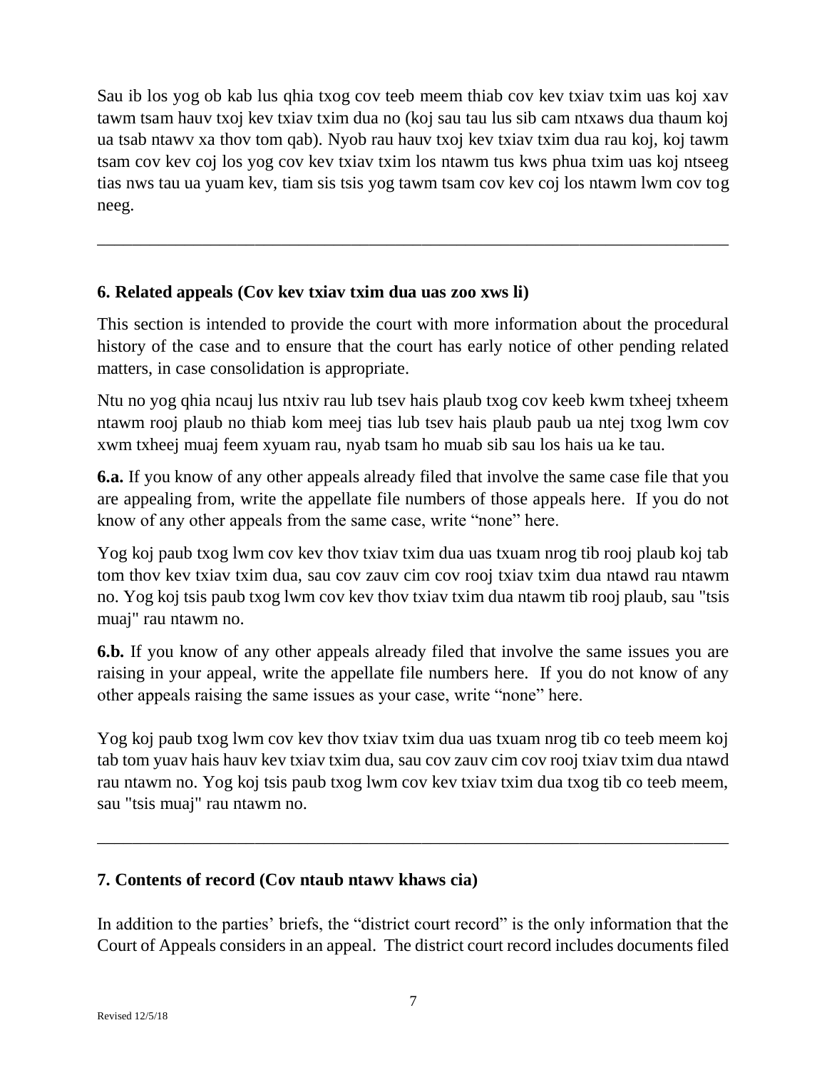Sau ib los yog ob kab lus qhia txog cov teeb meem thiab cov kev txiav txim uas koj xav tawm tsam hauv txoj kev txiav txim dua no (koj sau tau lus sib cam ntxaws dua thaum koj ua tsab ntawv xa thov tom qab). Nyob rau hauv txoj kev txiav txim dua rau koj, koj tawm tsam cov kev coj los yog cov kev txiav txim los ntawm tus kws phua txim uas koj ntseeg tias nws tau ua yuam kev, tiam sis tsis yog tawm tsam cov kev coj los ntawm lwm cov tog neeg.

---

## 6. Related appeals (Cov kev txiav txim dua uas zoo xws li)

This section is intended to provide the court with more information about the procedural history of the case and to ensure that the court has early notice of other pending related matters, in case consolidation is appropriate.

Ntu no yog qhia ncauj lus ntxiv rau lub tsev hais plaub txog cov keeb kwm txheej txheem ntawm rooj plaub no thiab kom meej tias lub tsev hais plaub paub ua ntej txog lwm cov xwm txheej muaj feem xyuam rau, nyab tsam ho muab sib sau los hais ua ke tau.

**6.a.** If you know of any other appeals already filed that involve the same case file that you are appealing from, write the appellate file numbers of those appeals here. If you do not know of any other appeals from the same case, write "none" here.

Yog koj paub txog lwm cov kev thov txiav txim dua uas txuam nrog tib rooj plaub koj tab tom thov kev txiav txim dua, sau cov zauv cim cov rooj txiav txim dua ntawd rau ntawm no. Yog koj tsis paub txog lwm cov kev thov txiav txim dua ntawm tib rooj plaub, sau "tsis muaj" rau ntawm no.

**6.b.** If you know of any other appeals already filed that involve the same issues you are raising in your appeal, write the appellate file numbers here. If you do not know of any other appeals raising the same issues as your case, write "none" here.

Yog koj paub txog lwm cov kev thov txiav txim dua uas txuam nrog tib co teeb meem koj tab tom yuav hais hauv kev txiav txim dua, sau cov zauv cim cov rooj txiav txim dua ntawd rau ntawm no. Yog koj tsis paub txog lwm cov kev txiav txim dua txog tib co teeb meem, sau "tsis muaj" rau ntawm no.

---

## 7. Contents of record (Cov ntaub ntawv khaws cia)

In addition to the parties' briefs, the "district court record" is the only information that the Court of Appeals considers in an appeal. The district court record includes documents filed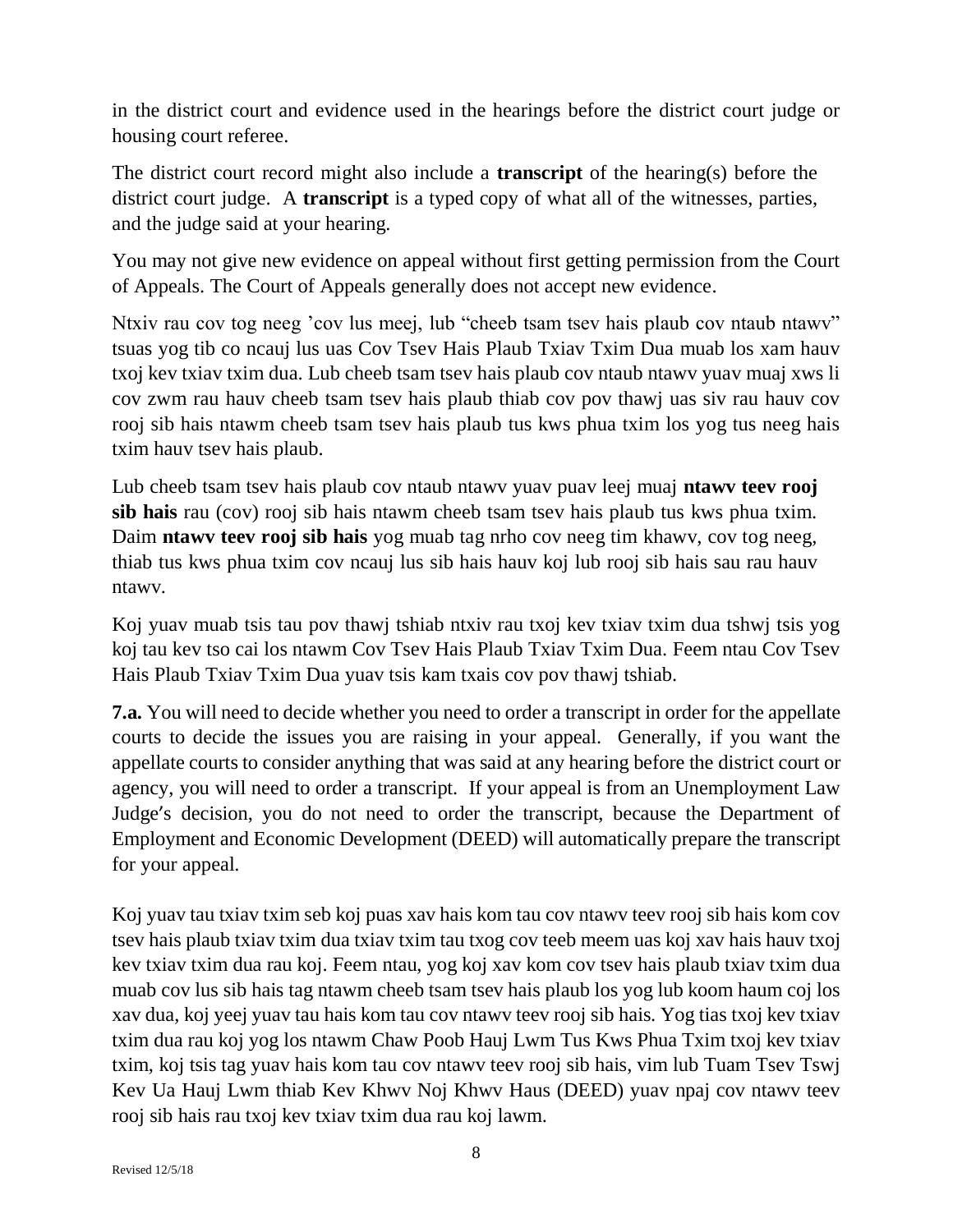in the district court and evidence used in the hearings before the district court judge or housing court referee.

The district court record might also include a **transcript** of the hearing(s) before the district court judge. A **transcript** is a typed copy of what all of the witnesses, parties, and the judge said at your hearing.

You may not give new evidence on appeal without first getting permission from the Court of Appeals. The Court of Appeals generally does not accept new evidence.

Ntxiv rau cov tog neeg 'cov lus meej, lub "cheeb tsam tsev hais plaub cov ntaub ntawv" tsuas yog tib co ncauj lus uas Cov Tsev Hais Plaub Txiav Txim Dua muab los xam hauv txoj kev txiav txim dua. Lub cheeb tsam tsev hais plaub cov ntaub ntawv yuav muaj xws li cov zwm rau hauv cheeb tsam tsev hais plaub thiab cov pov thawj uas siv rau hauv cov rooj sib hais ntawm cheeb tsam tsev hais plaub tus kws phua txim los yog tus neeg hais txim hauv tsev hais plaub.

Lub cheeb tsam tsev hais plaub cov ntaub ntawv yuav puav leej muaj **ntawv teev rooj sib hais** rau (cov) rooj sib hais ntawm cheeb tsam tsev hais plaub tus kws phua txim. Daim **ntawv teev rooj sib hais** yog muab tag nrho cov neeg tim khawv, cov tog neeg, thiab tus kws phua txim cov ncauj lus sib hais hauv koj lub rooj sib hais sau rau hauv ntawv.

Koj yuav muab tsis tau pov thawj tshiab ntxiv rau txoj kev txiav txim dua tshwj tsis yog koj tau kev tso cai los ntawm Cov Tsev Hais Plaub Txiav Txim Dua. Feem ntau Cov Tsev Hais Plaub Txiav Txim Dua yuav tsis kam txais cov pov thawj tshiab.

**7.a.** You will need to decide whether you need to order a transcript in order for the appellate courts to decide the issues you are raising in your appeal. Generally, if you want the appellate courts to consider anything that was said at any hearing before the district court or agency, you will need to order a transcript. If your appeal is from an Unemployment Law Judge's decision, you do not need to order the transcript, because the Department of Employment and Economic Development (DEED) will automatically prepare the transcript for your appeal.

Koj yuav tau txiav txim seb koj puas xav hais kom tau cov ntawv teev rooj sib hais kom cov tsev hais plaub txiav txim dua txiav txim tau txog cov teeb meem uas koj xav hais hauv txoj kev txiav txim dua rau koj. Feem ntau, yog koj xav kom cov tsev hais plaub txiav txim dua muab cov lus sib hais tag ntawm cheeb tsam tsev hais plaub los yog lub koom haum coj los xav dua, koj yeej yuav tau hais kom tau cov ntawv teev rooj sib hais. Yog tias txoj kev txiav txim dua rau koj yog los ntawm Chaw Poob Hauj Lwm Tus Kws Phua Txim txoj kev txiav txim, koj tsis tag yuav hais kom tau cov ntawv teev rooj sib hais, vim lub Tuam Tsev Tswj Kev Ua Hauj Lwm thiab Kev Khwv Noj Khwv Haus (DEED) yuav npaj cov ntawv teev rooj sib hais rau txoj kev txiav txim dua rau koj lawm.

Revised 12/5/18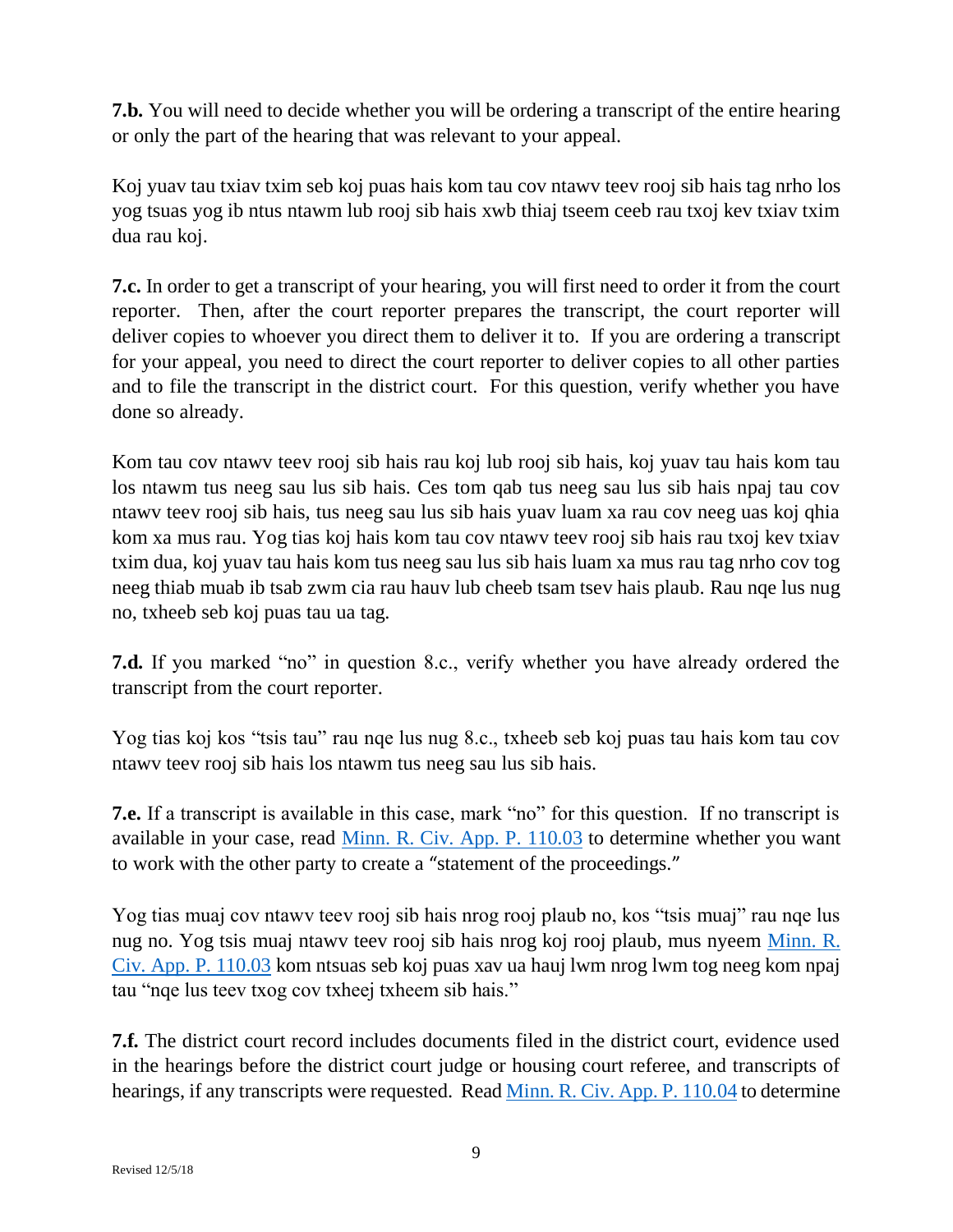**7.b.** You will need to decide whether you will be ordering a transcript of the entire hearing or only the part of the hearing that was relevant to your appeal.

Koj yuav tau txiav txim seb koj puas hais kom tau cov ntawv teev rooj sib hais tag nrho los yog tsuas yog ib ntus ntawm lub rooj sib hais xwb thiaj tseem ceeb rau txoj kev txiav txim dua rau koj.

**7.c.** In order to get a transcript of your hearing, you will first need to order it from the court reporter. Then, after the court reporter prepares the transcript, the court reporter will deliver copies to whoever you direct them to deliver it to. If you are ordering a transcript for your appeal, you need to direct the court reporter to deliver copies to all other parties and to file the transcript in the district court. For this question, verify whether you have done so already.

Kom tau cov ntawv teev rooj sib hais rau koj lub rooj sib hais, koj yuav tau hais kom tau los ntawm tus neeg sau lus sib hais. Ces tom qab tus neeg sau lus sib hais npaj tau cov ntawv teev rooj sib hais, tus neeg sau lus sib hais yuav luam xa rau cov neeg uas koj qhia kom xa mus rau. Yog tias koj hais kom tau cov ntawv teev rooj sib hais rau txoj kev txiav txim dua, koj yuav tau hais kom tus neeg sau lus sib hais luam xa mus rau tag nrho cov tog neeg thiab muab ib tsab zwm cia rau hauv lub cheeb tsam tsev hais plaub. Rau nqe lus nug no, txheeb seb koj puas tau ua tag.

**7.d.** If you marked "no" in question 8.c., verify whether you have already ordered the transcript from the court reporter.

Yog tias koj kos "tsis tau" rau nqe lus nug 8.c., txheeb seb koj puas tau hais kom tau cov ntawv teev rooj sib hais los ntawm tus neeg sau lus sib hais.

**7.e.** If a transcript is available in this case, mark "no" for this question. If no transcript is available in your case, read [Minn. R. Civ. App. P. 110.03](#) to determine whether you want to work with the other party to create a "statement of the proceedings."

Yog tias muaj cov ntawv teev rooj sib hais nrog rooj plaub no, kos "tsis muaj" rau nqe lus nug no. Yog tsis muaj ntawv teev rooj sib hais nrog koj rooj plaub, mus nyeem [Minn. R. Civ. App. P. 110.03](#) kom ntsuas seb koj puas xav ua hauj lwm nrog lwm tog neeg kom npaj tau "nqe lus teev txog cov txheej txheem sib hais."

**7.f.** The district court record includes documents filed in the district court, evidence used in the hearings before the district court judge or housing court referee, and transcripts of hearings, if any transcripts were requested. Read [Minn. R. Civ. App. P. 110.04](#) to determine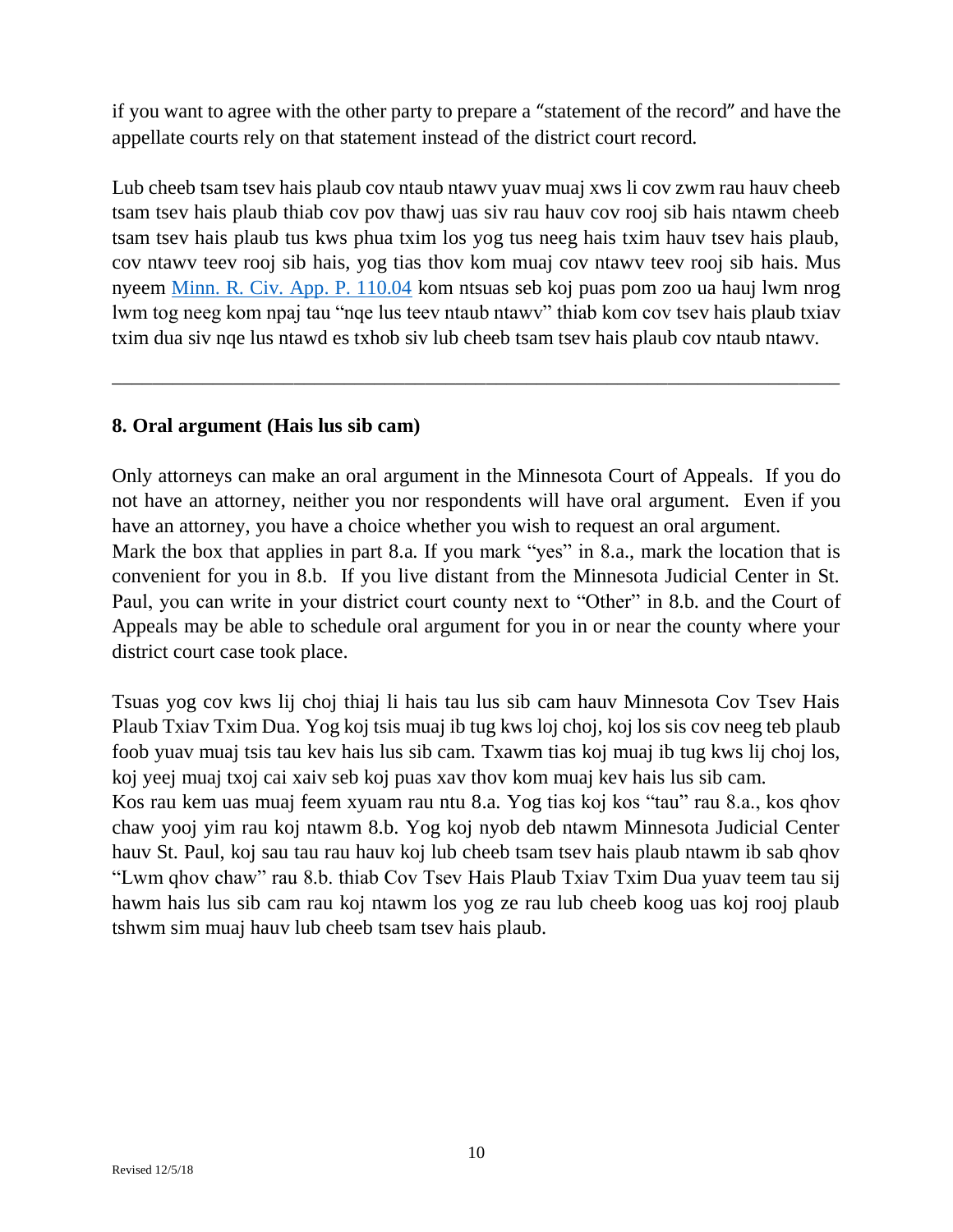if you want to agree with the other party to prepare a "statement of the record" and have the appellate courts rely on that statement instead of the district court record.

Lub cheeb tsam tsev hais plaub cov ntaub ntawv yuav muaj xws li cov zwm rau hauv cheeb tsam tsev hais plaub thiab cov pov thawj uas siv rau hauv cov rooj sib hais ntawm cheeb tsam tsev hais plaub tus kws phua txim los yog tus neeg hais txim hauv tsev hais plaub, cov ntawv teev rooj sib hais, yog tias thov kom muaj cov ntawv teev rooj sib hais. Mus nyeem [Minn. R. Civ. App. P. 110.04] kom ntsuas seb koj puas pom zoo ua hauj lwm nrog lwm tog neeg kom npaj tau "nqe lus teev ntaub ntawv" thiab kom cov tsev hais plaub txiav txim dua siv nqe lus ntawd es txhob siv lub cheeb tsam tsev hais plaub cov ntaub ntawv.

---

**8. Oral argument (Hais lus sib cam)**

Only attorneys can make an oral argument in the Minnesota Court of Appeals. If you do not have an attorney, neither you nor respondents will have oral argument. Even if you have an attorney, you have a choice whether you wish to request an oral argument.
Mark the box that applies in part 8.a. If you mark "yes" in 8.a., mark the location that is convenient for you in 8.b. If you live distant from the Minnesota Judicial Center in St. Paul, you can write in your district court county next to "Other" in 8.b. and the Court of Appeals may be able to schedule oral argument for you in or near the county where your district court case took place.

Tsuas yog cov kws lij choj thiaj li hais tau lus sib cam hauv Minnesota Cov Tsev Hais Plaub Txiav Txim Dua. Yog koj tsis muaj ib tug kws loj choj, koj los sis cov neeg teb plaub foob yuav muaj tsis tau kev hais lus sib cam. Txawm tias koj muaj ib tug kws lij choj los, koj yeej muaj txoj cai xaiv seb koj puas xav thov kom muaj kev hais lus sib cam.
Kos rau kem uas muaj feem xyuam rau ntu 8.a. Yog tias koj kos "tau" rau 8.a., kos qhov chaw yooj yim rau koj ntawm 8.b. Yog koj nyob deb ntawm Minnesota Judicial Center hauv St. Paul, koj sau tau rau hauv koj lub cheeb tsam tsev hais plaub ntawm ib sab qhov "Lwm qhov chaw" rau 8.b. thiab Cov Tsev Hais Plaub Txiav Txim Dua yuav teem tau sij hawm hais lus sib cam rau koj ntawm los yog ze rau lub cheeb koog uas koj rooj plaub tshwm sim muaj hauv lub cheeb tsam tsev hais plaub.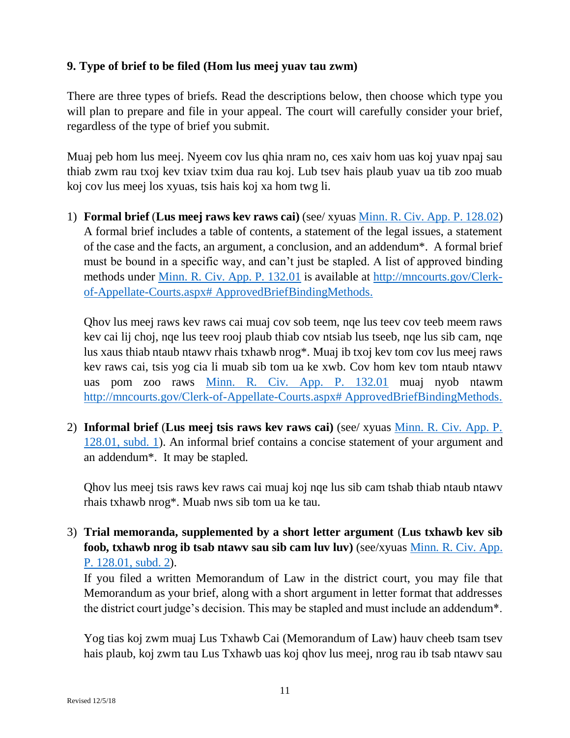### 9. Type of brief to be filed (Hom lus meej yuav tau zwm)

There are three types of briefs. Read the descriptions below, then choose which type you will plan to prepare and file in your appeal. The court will carefully consider your brief, regardless of the type of brief you submit.

Muaj peb hom lus meej. Nyeem cov lus qhia nram no, ces xaiv hom uas koj yuav npaj sau thiab zwm rau txoj kev txiav txim dua rau koj. Lub tsev hais plaub yuav ua tib zoo muab koj cov lus meej los xyuas, tsis hais koj xa hom twg li.

1) **Formal brief** (**Lus meej raws kev raws cai)** (see/ xyuas [Minn. R. Civ. App. P. 128.02](Minn. R. Civ. App. P. 128.02)) A formal brief includes a table of contents, a statement of the legal issues, a statement of the case and the facts, an argument, a conclusion, and an addendum*. A formal brief must be bound in a specific way, and can't just be stapled. A list of approved binding methods under [Minn. R. Civ. App. P. 132.01](Minn. R. Civ. App. P. 132.01) is available at [http://mncourts.gov/Clerk-of-Appellate-Courts.aspx# ApprovedBriefBindingMethods.](http://mncourts.gov/Clerk-of-Appellate-Courts.aspx#ApprovedBriefBindingMethods)

   Qhov lus meej raws kev raws cai muaj cov sob teem, nqe lus teev cov teeb meem raws kev cai lij choj, nqe lus teev rooj plaub thiab cov ntsiab lus tseeb, nqe lus sib cam, nqe lus xaus thiab ntaub ntawv rhais txhawb nrog*. Muaj ib txoj kev tom cov lus meej raws kev raws cai, tsis yog cia li muab sib tom ua ke xwb. Cov hom kev tom ntaub ntawv uas pom zoo raws [Minn. R. Civ. App. P. 132.01](Minn. R. Civ. App. P. 132.01) muaj nyob ntawm [http://mncourts.gov/Clerk-of-Appellate-Courts.aspx# ApprovedBriefBindingMethods.](http://mncourts.gov/Clerk-of-Appellate-Courts.aspx#ApprovedBriefBindingMethods)

2) **Informal brief** (**Lus meej tsis raws kev raws cai)** (see/ xyuas [Minn. R. Civ. App. P. 128.01, subd. 1](Minn. R. Civ. App. P. 128.01, subd. 1)). An informal brief contains a concise statement of your argument and an addendum*. It may be stapled.

   Qhov lus meej tsis raws kev raws cai muaj koj nqe lus sib cam tshab thiab ntaub ntawv rhais txhawb nrog*. Muab nws sib tom ua ke tau.

3) **Trial memoranda, supplemented by a short letter argument** (**Lus txhawb kev sib foob, txhawb nrog ib tsab ntawv sau sib cam luv luv)** (see/xyuas [Minn. R. Civ. App. P. 128.01, subd. 2](Minn. R. Civ. App. P. 128.01, subd. 2)).
   If you filed a written Memorandum of Law in the district court, you may file that Memorandum as your brief, along with a short argument in letter format that addresses the district court judge's decision. This may be stapled and must include an addendum*.

   Yog tias koj zwm muaj Lus Txhawb Cai (Memorandum of Law) hauv cheeb tsam tsev hais plaub, koj zwm tau Lus Txhawb uas koj qhov lus meej, nrog rau ib tsab ntawv sau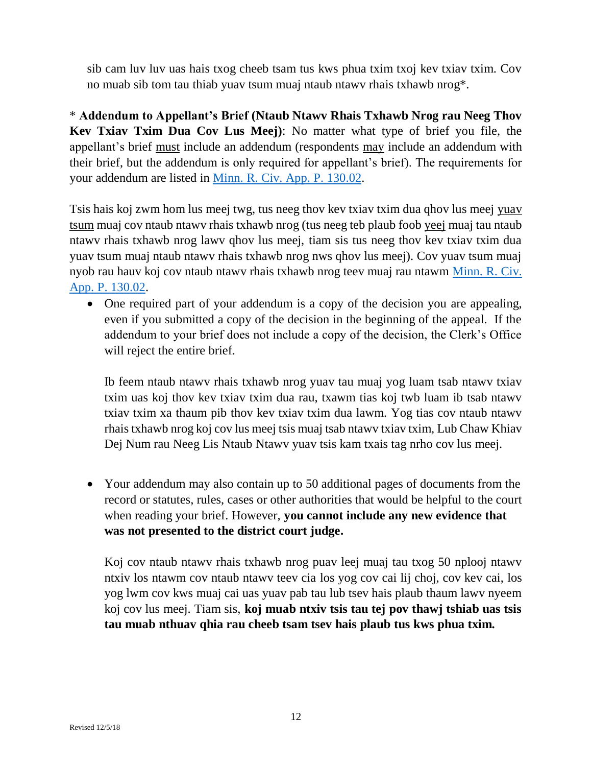sib cam luv luv uas hais txog cheeb tsam tus kws phua txim txoj kev txiav txim. Cov no muab sib tom tau thiab yuav tsum muaj ntaub ntawv rhais txhawb nrog*.

\* **Addendum to Appellant's Brief (Ntaub Ntawv Rhais Txhawb Nrog rau Neeg Thov Kev Txiav Txim Dua Cov Lus Meej)**: No matter what type of brief you file, the appellant's brief must include an addendum (respondents may include an addendum with their brief, but the addendum is only required for appellant's brief). The requirements for your addendum are listed in [Minn. R. Civ. App. P. 130.02](#).

Tsis hais koj zwm hom lus meej twg, tus neeg thov kev txiav txim dua qhov lus meej yuav tsum muaj cov ntaub ntawv rhais txhawb nrog (tus neeg teb plaub foob yeej muaj tau ntaub ntawv rhais txhawb nrog lawv qhov lus meej, tiam sis tus neeg thov kev txiav txim dua yuav tsum muaj ntaub ntawv rhais txhawb nrog nws qhov lus meej). Cov yuav tsum muaj nyob rau hauv koj cov ntaub ntawv rhais txhawb nrog teev muaj rau ntawm [Minn. R. Civ. App. P. 130.02](#).

- One required part of your addendum is a copy of the decision you are appealing, even if you submitted a copy of the decision in the beginning of the appeal. If the addendum to your brief does not include a copy of the decision, the Clerk's Office will reject the entire brief.

  Ib feem ntaub ntawv rhais txhawb nrog yuav tau muaj yog luam tsab ntawv txiav txim uas koj thov kev txiav txim dua rau, txawm tias koj twb luam ib tsab ntawv txiav txim xa thaum pib thov kev txiav txim dua lawm. Yog tias cov ntaub ntawv rhais txhawb nrog koj cov lus meej tsis muaj tsab ntawv txiav txim, Lub Chaw Khiav Dej Num rau Neeg Lis Ntaub Ntawv yuav tsis kam txais tag nrho cov lus meej.

- Your addendum may also contain up to 50 additional pages of documents from the record or statutes, rules, cases or other authorities that would be helpful to the court when reading your brief. However, **you cannot include any new evidence that was not presented to the district court judge.**

  Koj cov ntaub ntawv rhais txhawb nrog puav leej muaj tau txog 50 nplooj ntawv ntxiv los ntawm cov ntaub ntawv teev cia los yog cov cai lij choj, cov kev cai, los yog lwm cov kws muaj cai uas yuav pab tau lub tsev hais plaub thaum lawv nyeem koj cov lus meej. Tiam sis, **koj muab ntxiv tsis tau tej pov thawj tshiab uas tsis tau muab nthuav qhia rau cheeb tsam tsev hais plaub tus kws phua txim.**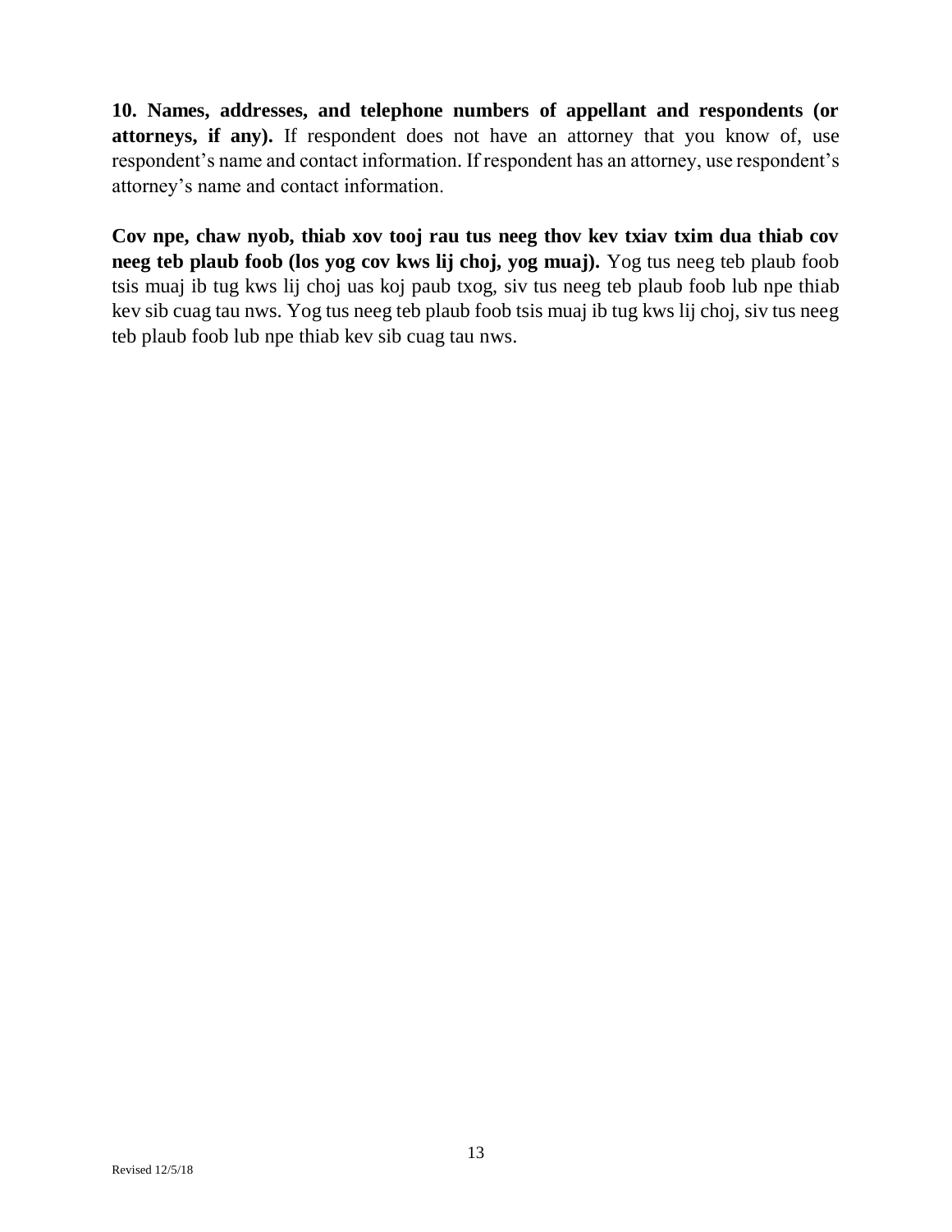**10. Names, addresses, and telephone numbers of appellant and respondents (or attorneys, if any).** If respondent does not have an attorney that you know of, use respondent's name and contact information. If respondent has an attorney, use respondent's attorney's name and contact information.

**Cov npe, chaw nyob, thiab xov tooj rau tus neeg thov kev txiav txim dua thiab cov neeg teb plaub foob (los yog cov kws lij choj, yog muaj).** Yog tus neeg teb plaub foob tsis muaj ib tug kws lij choj uas koj paub txog, siv tus neeg teb plaub foob lub npe thiab kev sib cuag tau nws. Yog tus neeg teb plaub foob tsis muaj ib tug kws lij choj, siv tus neeg teb plaub foob lub npe thiab kev sib cuag tau nws.

Revised 12/5/18